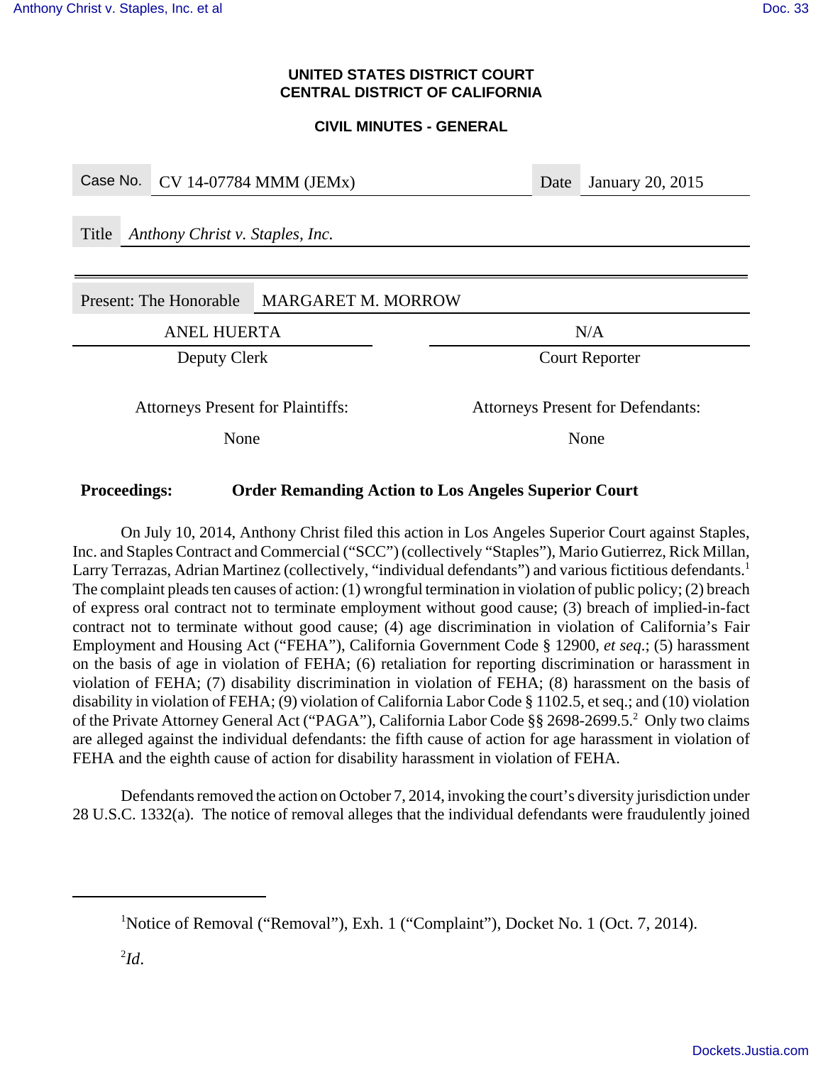**UNITED STATES DISTRICT COURT**
**CENTRAL DISTRICT OF CALIFORNIA**

**CIVIL MINUTES - GENERAL**

| Case No. | CV 14-07784 MMM (JEMx) | Date | January 20, 2015 |
|---|---|---|---|

| Title | *Anthony Christ v. Staples, Inc.* |
|---|---|

| Present: The Honorable | MARGARET M. MORROW |
|---|---|

| ANEL HUERTA | N/A |
|---|---|
| Deputy Clerk | Court Reporter |

| Attorneys Present for Plaintiffs: | Attorneys Present for Defendants: |
|---|---|
| None | None |

**Proceedings: Order Remanding Action to Los Angeles Superior Court**

On July 10, 2014, Anthony Christ filed this action in Los Angeles Superior Court against Staples, Inc. and Staples Contract and Commercial ("SCC") (collectively "Staples"), Mario Gutierrez, Rick Millan, Larry Terrazas, Adrian Martinez (collectively, "individual defendants") and various fictitious defendants.[1] The complaint pleads ten causes of action: (1) wrongful termination in violation of public policy; (2) breach of express oral contract not to terminate employment without good cause; (3) breach of implied-in-fact contract not to terminate without good cause; (4) age discrimination in violation of California's Fair Employment and Housing Act ("FEHA"), California Government Code § 12900, *et seq*.; (5) harassment on the basis of age in violation of FEHA; (6) retaliation for reporting discrimination or harassment in violation of FEHA; (7) disability discrimination in violation of FEHA; (8) harassment on the basis of disability in violation of FEHA; (9) violation of California Labor Code § 1102.5, et seq.; and (10) violation of the Private Attorney General Act ("PAGA"), California Labor Code §§ 2698-2699.5.[2] Only two claims are alleged against the individual defendants: the fifth cause of action for age harassment in violation of FEHA and the eighth cause of action for disability harassment in violation of FEHA.

Defendants removed the action on October 7, 2014, invoking the court's diversity jurisdiction under 28 U.S.C. 1332(a). The notice of removal alleges that the individual defendants were fraudulently joined

[1] Notice of Removal ("Removal"), Exh. 1 ("Complaint"), Docket No. 1 (Oct. 7, 2014).

[2] *Id*.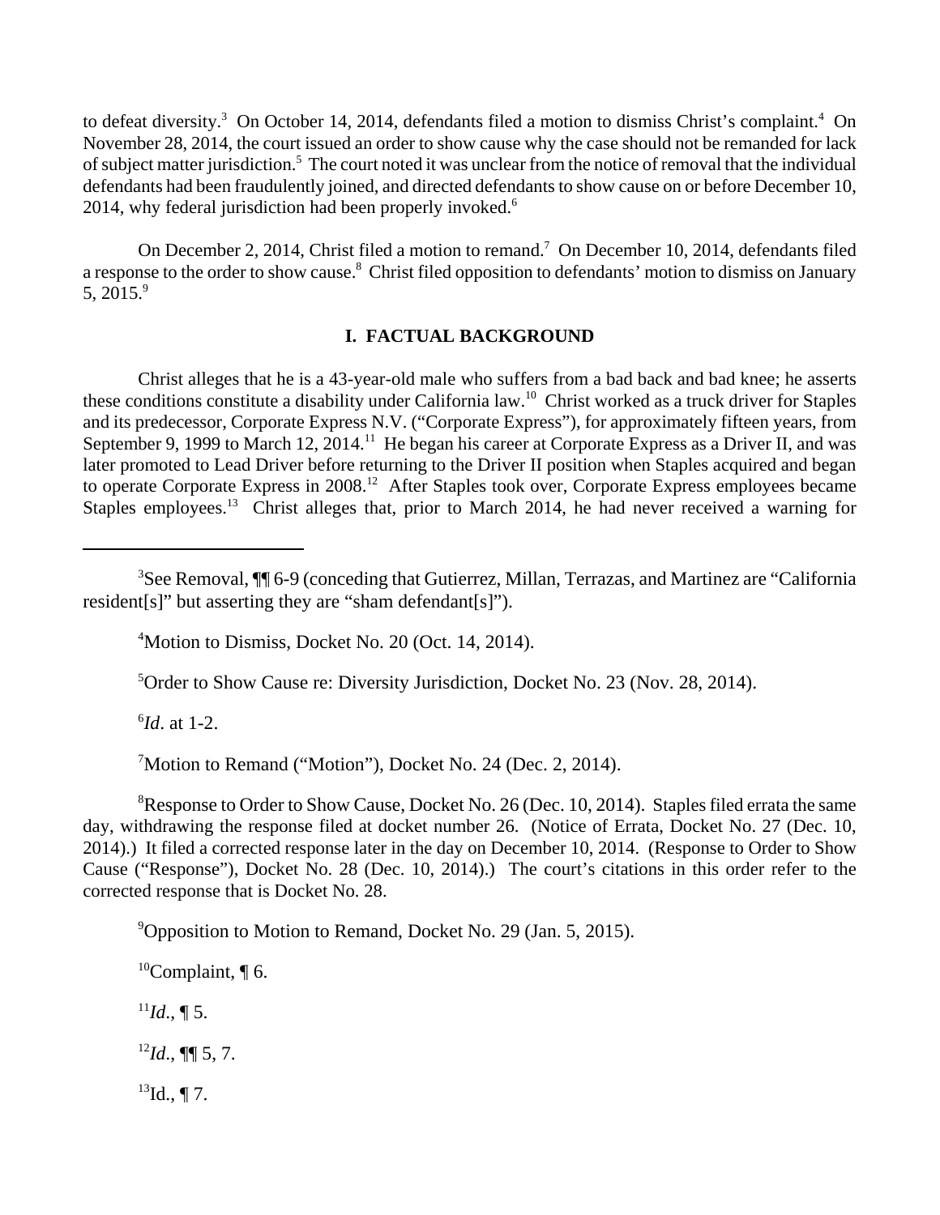to defeat diversity.[3] On October 14, 2014, defendants filed a motion to dismiss Christ's complaint.[4] On November 28, 2014, the court issued an order to show cause why the case should not be remanded for lack of subject matter jurisdiction.[5] The court noted it was unclear from the notice of removal that the individual defendants had been fraudulently joined, and directed defendants to show cause on or before December 10, 2014, why federal jurisdiction had been properly invoked.[6]

On December 2, 2014, Christ filed a motion to remand.[7] On December 10, 2014, defendants filed a response to the order to show cause.[8] Christ filed opposition to defendants' motion to dismiss on January 5, 2015.[9]

## I. FACTUAL BACKGROUND

Christ alleges that he is a 43-year-old male who suffers from a bad back and bad knee; he asserts these conditions constitute a disability under California law.[10] Christ worked as a truck driver for Staples and its predecessor, Corporate Express N.V. ("Corporate Express"), for approximately fifteen years, from September 9, 1999 to March 12, 2014.[11] He began his career at Corporate Express as a Driver II, and was later promoted to Lead Driver before returning to the Driver II position when Staples acquired and began to operate Corporate Express in 2008.[12] After Staples took over, Corporate Express employees became Staples employees.[13] Christ alleges that, prior to March 2014, he had never received a warning for

---

[3]See Removal, ¶¶ 6-9 (conceding that Gutierrez, Millan, Terrazas, and Martinez are "California resident[s]" but asserting they are "sham defendant[s]").

[4]Motion to Dismiss, Docket No. 20 (Oct. 14, 2014).

[5]Order to Show Cause re: Diversity Jurisdiction, Docket No. 23 (Nov. 28, 2014).

[6]*Id*. at 1-2.

[7]Motion to Remand ("Motion"), Docket No. 24 (Dec. 2, 2014).

[8]Response to Order to Show Cause, Docket No. 26 (Dec. 10, 2014). Staples filed errata the same day, withdrawing the response filed at docket number 26. (Notice of Errata, Docket No. 27 (Dec. 10, 2014).) It filed a corrected response later in the day on December 10, 2014. (Response to Order to Show Cause ("Response"), Docket No. 28 (Dec. 10, 2014).) The court's citations in this order refer to the corrected response that is Docket No. 28.

[9]Opposition to Motion to Remand, Docket No. 29 (Jan. 5, 2015).

[10]Complaint, ¶ 6.

[11]*Id*., ¶ 5.

[12]*Id*., ¶¶ 5, 7.

[13]Id., ¶ 7.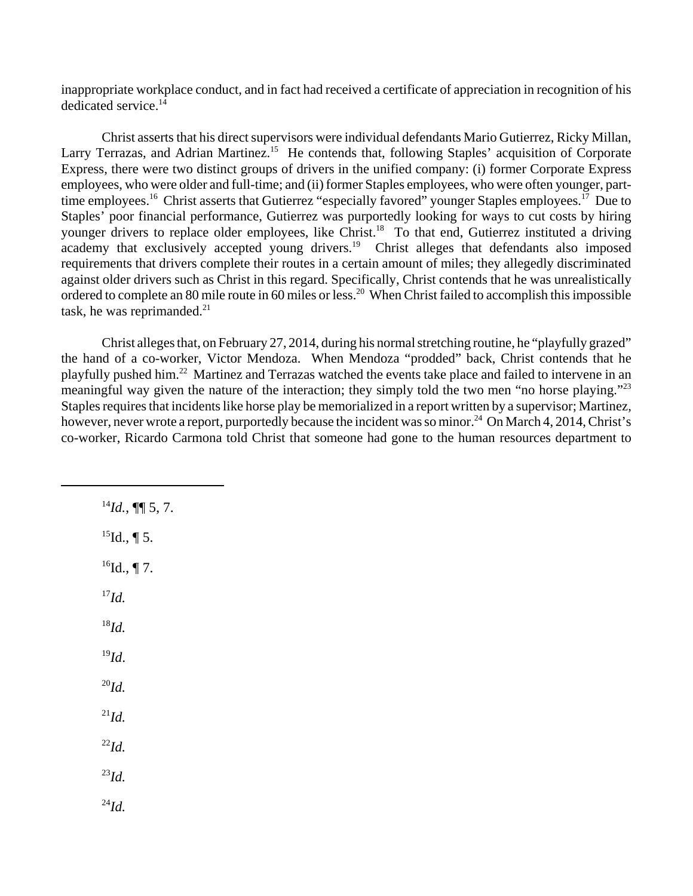inappropriate workplace conduct, and in fact had received a certificate of appreciation in recognition of his dedicated service.[14]

Christ asserts that his direct supervisors were individual defendants Mario Gutierrez, Ricky Millan, Larry Terrazas, and Adrian Martinez.[15] He contends that, following Staples' acquisition of Corporate Express, there were two distinct groups of drivers in the unified company: (i) former Corporate Express employees, who were older and full-time; and (ii) former Staples employees, who were often younger, part-time employees.[16] Christ asserts that Gutierrez "especially favored" younger Staples employees.[17] Due to Staples' poor financial performance, Gutierrez was purportedly looking for ways to cut costs by hiring younger drivers to replace older employees, like Christ.[18] To that end, Gutierrez instituted a driving academy that exclusively accepted young drivers.[19] Christ alleges that defendants also imposed requirements that drivers complete their routes in a certain amount of miles; they allegedly discriminated against older drivers such as Christ in this regard. Specifically, Christ contends that he was unrealistically ordered to complete an 80 mile route in 60 miles or less.[20] When Christ failed to accomplish this impossible task, he was reprimanded.[21]

Christ alleges that, on February 27, 2014, during his normal stretching routine, he "playfully grazed" the hand of a co-worker, Victor Mendoza. When Mendoza "prodded" back, Christ contends that he playfully pushed him.[22] Martinez and Terrazas watched the events take place and failed to intervene in an meaningful way given the nature of the interaction; they simply told the two men "no horse playing."[23] Staples requires that incidents like horse play be memorialized in a report written by a supervisor; Martinez, however, never wrote a report, purportedly because the incident was so minor.[24] On March 4, 2014, Christ's co-worker, Ricardo Carmona told Christ that someone had gone to the human resources department to

---

[14]*Id.*, ¶¶ 5, 7.

[15]Id., ¶ 5.

[16]Id., ¶ 7.

[17]*Id.*

[18]*Id.*

[19]*Id*.

[20]*Id.*

[21]*Id.*

[22]*Id.*

[23]*Id.*

[24]*Id.*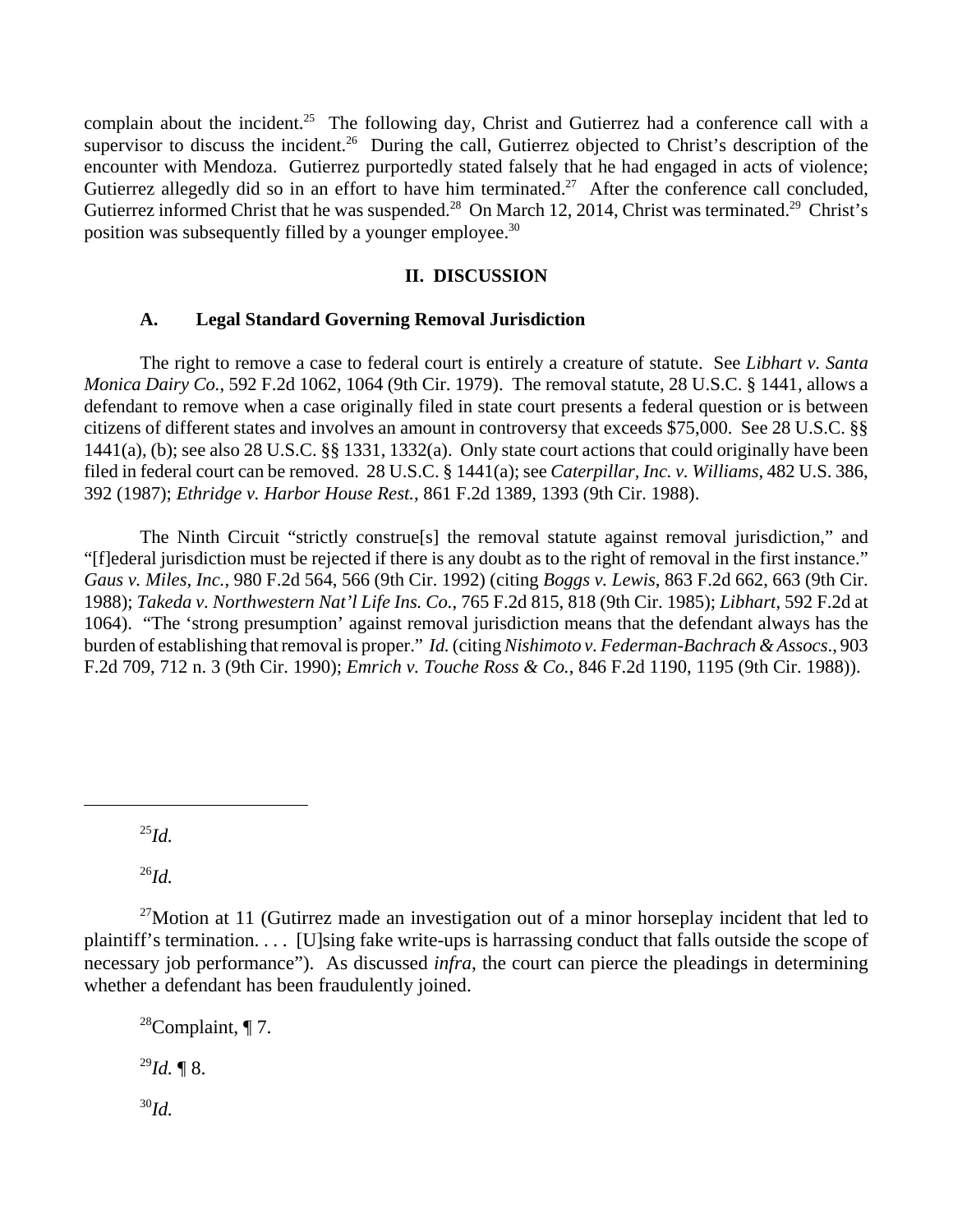complain about the incident.[25] The following day, Christ and Gutierrez had a conference call with a supervisor to discuss the incident.[26] During the call, Gutierrez objected to Christ's description of the encounter with Mendoza. Gutierrez purportedly stated falsely that he had engaged in acts of violence; Gutierrez allegedly did so in an effort to have him terminated.[27] After the conference call concluded, Gutierrez informed Christ that he was suspended.[28] On March 12, 2014, Christ was terminated.[29] Christ's position was subsequently filled by a younger employee.[30]

## II. DISCUSSION

### A. Legal Standard Governing Removal Jurisdiction

The right to remove a case to federal court is entirely a creature of statute. See *Libhart v. Santa Monica Dairy Co.*, 592 F.2d 1062, 1064 (9th Cir. 1979). The removal statute, 28 U.S.C. § 1441, allows a defendant to remove when a case originally filed in state court presents a federal question or is between citizens of different states and involves an amount in controversy that exceeds $75,000. See 28 U.S.C. §§ 1441(a), (b); see also 28 U.S.C. §§ 1331, 1332(a). Only state court actions that could originally have been filed in federal court can be removed. 28 U.S.C. § 1441(a); see *Caterpillar, Inc. v. Williams*, 482 U.S. 386, 392 (1987); *Ethridge v. Harbor House Rest.*, 861 F.2d 1389, 1393 (9th Cir. 1988).

The Ninth Circuit "strictly construe[s] the removal statute against removal jurisdiction," and "[f]ederal jurisdiction must be rejected if there is any doubt as to the right of removal in the first instance." *Gaus v. Miles, Inc.*, 980 F.2d 564, 566 (9th Cir. 1992) (citing *Boggs v. Lewis*, 863 F.2d 662, 663 (9th Cir. 1988); *Takeda v. Northwestern Nat'l Life Ins. Co.*, 765 F.2d 815, 818 (9th Cir. 1985); *Libhart*, 592 F.2d at 1064). "The 'strong presumption' against removal jurisdiction means that the defendant always has the burden of establishing that removal is proper." *Id.* (citing *Nishimoto v. Federman-Bachrach & Assocs.*, 903 F.2d 709, 712 n. 3 (9th Cir. 1990); *Emrich v. Touche Ross & Co.*, 846 F.2d 1190, 1195 (9th Cir. 1988)).

---

[25] *Id.*

[26] *Id.*

[27] Motion at 11 (Gutirrez made an investigation out of a minor horseplay incident that led to plaintiff's termination. . . . [U]sing fake write-ups is harrassing conduct that falls outside the scope of necessary job performance"). As discussed *infra*, the court can pierce the pleadings in determining whether a defendant has been fraudulently joined.

[28] Complaint, ¶ 7.

[29] *Id.* ¶ 8.

[30] *Id.*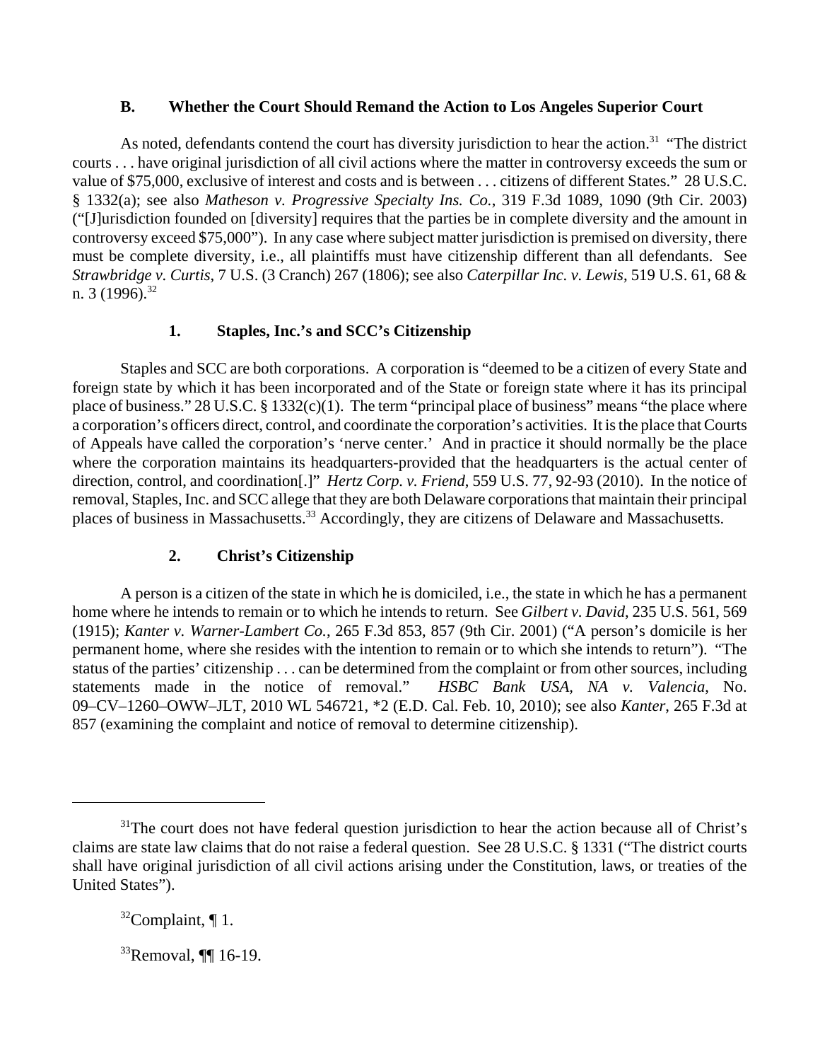### B. Whether the Court Should Remand the Action to Los Angeles Superior Court

As noted, defendants contend the court has diversity jurisdiction to hear the action.[31] "The district courts . . . have original jurisdiction of all civil actions where the matter in controversy exceeds the sum or value of $75,000, exclusive of interest and costs and is between . . . citizens of different States." 28 U.S.C. § 1332(a); see also *Matheson v. Progressive Specialty Ins. Co.*, 319 F.3d 1089, 1090 (9th Cir. 2003) ("[J]urisdiction founded on [diversity] requires that the parties be in complete diversity and the amount in controversy exceed $75,000"). In any case where subject matter jurisdiction is premised on diversity, there must be complete diversity, i.e., all plaintiffs must have citizenship different than all defendants. See *Strawbridge v. Curtis*, 7 U.S. (3 Cranch) 267 (1806); see also *Caterpillar Inc. v. Lewis*, 519 U.S. 61, 68 & n. 3 (1996).[32]

#### 1. Staples, Inc.'s and SCC's Citizenship

Staples and SCC are both corporations. A corporation is "deemed to be a citizen of every State and foreign state by which it has been incorporated and of the State or foreign state where it has its principal place of business." 28 U.S.C. § 1332(c)(1). The term "principal place of business" means "the place where a corporation's officers direct, control, and coordinate the corporation's activities. It is the place that Courts of Appeals have called the corporation's 'nerve center.' And in practice it should normally be the place where the corporation maintains its headquarters-provided that the headquarters is the actual center of direction, control, and coordination[.]" *Hertz Corp. v. Friend*, 559 U.S. 77, 92-93 (2010). In the notice of removal, Staples, Inc. and SCC allege that they are both Delaware corporations that maintain their principal places of business in Massachusetts.[33] Accordingly, they are citizens of Delaware and Massachusetts.

#### 2. Christ's Citizenship

A person is a citizen of the state in which he is domiciled, i.e., the state in which he has a permanent home where he intends to remain or to which he intends to return. See *Gilbert v. David*, 235 U.S. 561, 569 (1915); *Kanter v. Warner-Lambert Co.*, 265 F.3d 853, 857 (9th Cir. 2001) ("A person's domicile is her permanent home, where she resides with the intention to remain or to which she intends to return"). "The status of the parties' citizenship . . . can be determined from the complaint or from other sources, including statements made in the notice of removal." *HSBC Bank USA, NA v. Valencia*, No. 09–CV–1260–OWW–JLT, 2010 WL 546721, *2 (E.D. Cal. Feb. 10, 2010); see also *Kanter*, 265 F.3d at 857 (examining the complaint and notice of removal to determine citizenship).

---

[31] The court does not have federal question jurisdiction to hear the action because all of Christ's claims are state law claims that do not raise a federal question. See 28 U.S.C. § 1331 ("The district courts shall have original jurisdiction of all civil actions arising under the Constitution, laws, or treaties of the United States").

[32] Complaint, ¶ 1.

[33] Removal, ¶¶ 16-19.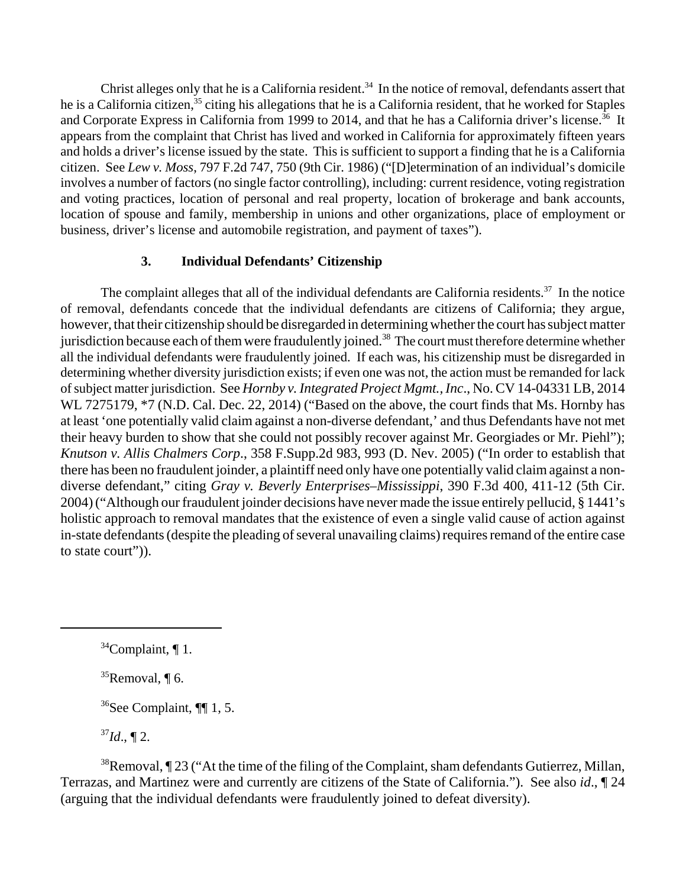Christ alleges only that he is a California resident.[34] In the notice of removal, defendants assert that he is a California citizen,[35] citing his allegations that he is a California resident, that he worked for Staples and Corporate Express in California from 1999 to 2014, and that he has a California driver's license.[36] It appears from the complaint that Christ has lived and worked in California for approximately fifteen years and holds a driver's license issued by the state. This is sufficient to support a finding that he is a California citizen. See *Lew v. Moss*, 797 F.2d 747, 750 (9th Cir. 1986) ("[D]etermination of an individual's domicile involves a number of factors (no single factor controlling), including: current residence, voting registration and voting practices, location of personal and real property, location of brokerage and bank accounts, location of spouse and family, membership in unions and other organizations, place of employment or business, driver's license and automobile registration, and payment of taxes").

### 3. Individual Defendants' Citizenship

The complaint alleges that all of the individual defendants are California residents.[37] In the notice of removal, defendants concede that the individual defendants are citizens of California; they argue, however, that their citizenship should be disregarded in determining whether the court has subject matter jurisdiction because each of them were fraudulently joined.[38] The court must therefore determine whether all the individual defendants were fraudulently joined. If each was, his citizenship must be disregarded in determining whether diversity jurisdiction exists; if even one was not, the action must be remanded for lack of subject matter jurisdiction. See *Hornby v. Integrated Project Mgmt., Inc*., No. CV 14-04331 LB, 2014 WL 7275179, *7 (N.D. Cal. Dec. 22, 2014) ("Based on the above, the court finds that Ms. Hornby has at least 'one potentially valid claim against a non-diverse defendant,' and thus Defendants have not met their heavy burden to show that she could not possibly recover against Mr. Georgiades or Mr. Piehl"); *Knutson v. Allis Chalmers Corp*., 358 F.Supp.2d 983, 993 (D. Nev. 2005) ("In order to establish that there has been no fraudulent joinder, a plaintiff need only have one potentially valid claim against a non-diverse defendant," citing *Gray v. Beverly Enterprises–Mississippi*, 390 F.3d 400, 411-12 (5th Cir. 2004) ("Although our fraudulent joinder decisions have never made the issue entirely pellucid, § 1441's holistic approach to removal mandates that the existence of even a single valid cause of action against in-state defendants (despite the pleading of several unavailing claims) requires remand of the entire case to state court")).

---

[34] Complaint, ¶ 1.

[35] Removal, ¶ 6.

[36] See Complaint, ¶¶ 1, 5.

[37] *Id*., ¶ 2.

[38] Removal, ¶ 23 ("At the time of the filing of the Complaint, sham defendants Gutierrez, Millan, Terrazas, and Martinez were and currently are citizens of the State of California."). See also *id*., ¶ 24 (arguing that the individual defendants were fraudulently joined to defeat diversity).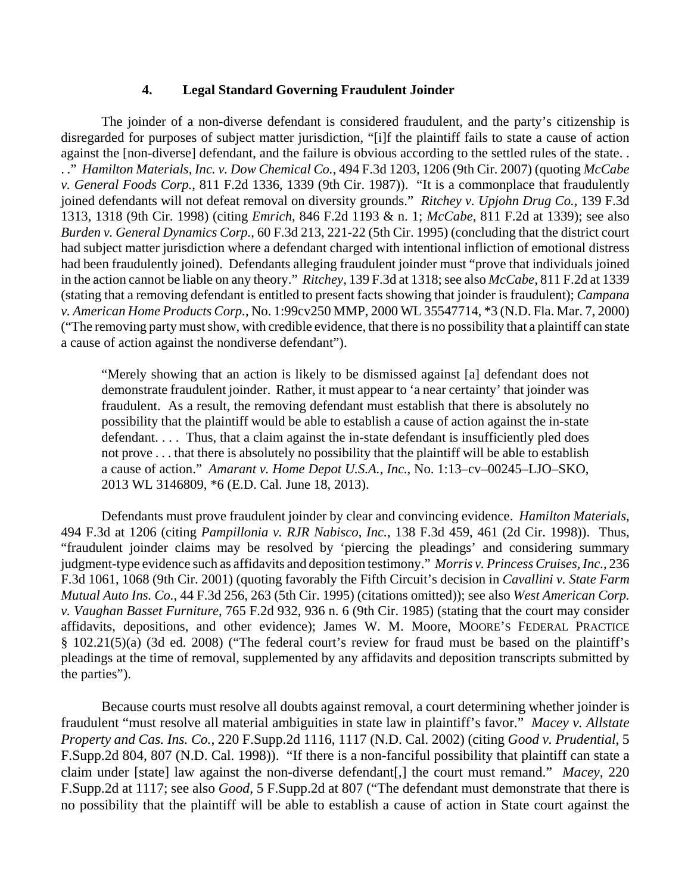#### 4. Legal Standard Governing Fraudulent Joinder

The joinder of a non-diverse defendant is considered fraudulent, and the party's citizenship is disregarded for purposes of subject matter jurisdiction, "[i]f the plaintiff fails to state a cause of action against the [non-diverse] defendant, and the failure is obvious according to the settled rules of the state. . . ." *Hamilton Materials, Inc. v. Dow Chemical Co.*, 494 F.3d 1203, 1206 (9th Cir. 2007) (quoting *McCabe v. General Foods Corp.*, 811 F.2d 1336, 1339 (9th Cir. 1987)). "It is a commonplace that fraudulently joined defendants will not defeat removal on diversity grounds." *Ritchey v. Upjohn Drug Co.*, 139 F.3d 1313, 1318 (9th Cir. 1998) (citing *Emrich*, 846 F.2d 1193 & n. 1; *McCabe*, 811 F.2d at 1339); see also *Burden v. General Dynamics Corp.*, 60 F.3d 213, 221-22 (5th Cir. 1995) (concluding that the district court had subject matter jurisdiction where a defendant charged with intentional infliction of emotional distress had been fraudulently joined). Defendants alleging fraudulent joinder must "prove that individuals joined in the action cannot be liable on any theory." *Ritchey*, 139 F.3d at 1318; see also *McCabe*, 811 F.2d at 1339 (stating that a removing defendant is entitled to present facts showing that joinder is fraudulent); *Campana v. American Home Products Corp.*, No. 1:99cv250 MMP, 2000 WL 35547714, *3 (N.D. Fla. Mar. 7, 2000) ("The removing party must show, with credible evidence, that there is no possibility that a plaintiff can state a cause of action against the nondiverse defendant").

> "Merely showing that an action is likely to be dismissed against [a] defendant does not demonstrate fraudulent joinder. Rather, it must appear to 'a near certainty' that joinder was fraudulent. As a result, the removing defendant must establish that there is absolutely no possibility that the plaintiff would be able to establish a cause of action against the in-state defendant. . . . Thus, that a claim against the in-state defendant is insufficiently pled does not prove . . . that there is absolutely no possibility that the plaintiff will be able to establish a cause of action." *Amarant v. Home Depot U.S.A., Inc.*, No. 1:13–cv–00245–LJO–SKO, 2013 WL 3146809, *6 (E.D. Cal. June 18, 2013).

Defendants must prove fraudulent joinder by clear and convincing evidence. *Hamilton Materials*, 494 F.3d at 1206 (citing *Pampillonia v. RJR Nabisco, Inc.*, 138 F.3d 459, 461 (2d Cir. 1998)). Thus, "fraudulent joinder claims may be resolved by 'piercing the pleadings' and considering summary judgment-type evidence such as affidavits and deposition testimony." *Morris v. Princess Cruises, Inc.*, 236 F.3d 1061, 1068 (9th Cir. 2001) (quoting favorably the Fifth Circuit's decision in *Cavallini v. State Farm Mutual Auto Ins. Co.*, 44 F.3d 256, 263 (5th Cir. 1995) (citations omitted)); see also *West American Corp. v. Vaughan Basset Furniture*, 765 F.2d 932, 936 n. 6 (9th Cir. 1985) (stating that the court may consider affidavits, depositions, and other evidence); James W. M. Moore, MOORE'S FEDERAL PRACTICE § 102.21(5)(a) (3d ed. 2008) ("The federal court's review for fraud must be based on the plaintiff's pleadings at the time of removal, supplemented by any affidavits and deposition transcripts submitted by the parties").

Because courts must resolve all doubts against removal, a court determining whether joinder is fraudulent "must resolve all material ambiguities in state law in plaintiff's favor." *Macey v. Allstate Property and Cas. Ins. Co.*, 220 F.Supp.2d 1116, 1117 (N.D. Cal. 2002) (citing *Good v. Prudential*, 5 F.Supp.2d 804, 807 (N.D. Cal. 1998)). "If there is a non-fanciful possibility that plaintiff can state a claim under [state] law against the non-diverse defendant[,] the court must remand." *Macey*, 220 F.Supp.2d at 1117; see also *Good*, 5 F.Supp.2d at 807 ("The defendant must demonstrate that there is no possibility that the plaintiff will be able to establish a cause of action in State court against the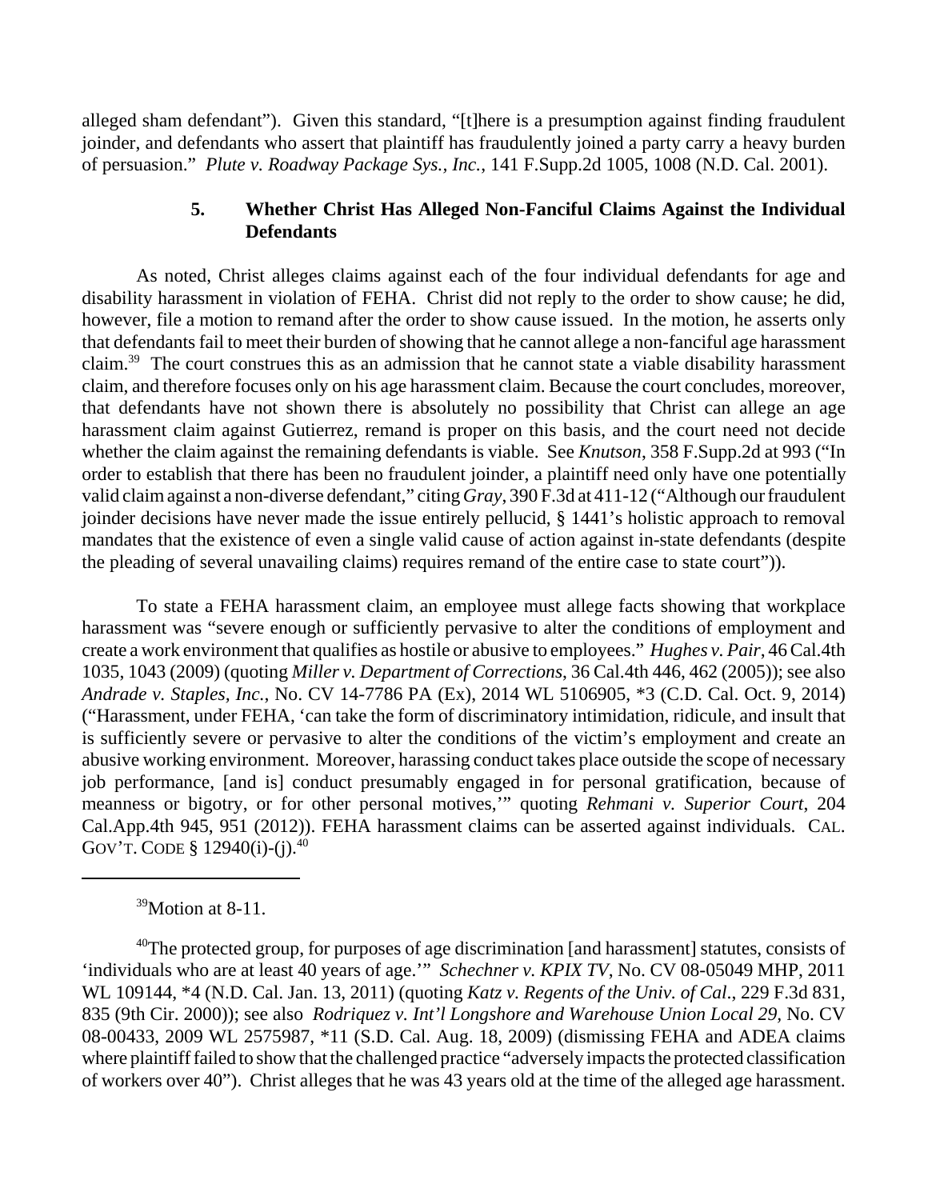alleged sham defendant"). Given this standard, "[t]here is a presumption against finding fraudulent joinder, and defendants who assert that plaintiff has fraudulently joined a party carry a heavy burden of persuasion." *Plute v. Roadway Package Sys., Inc.*, 141 F.Supp.2d 1005, 1008 (N.D. Cal. 2001).

### 5. Whether Christ Has Alleged Non-Fanciful Claims Against the Individual Defendants

As noted, Christ alleges claims against each of the four individual defendants for age and disability harassment in violation of FEHA. Christ did not reply to the order to show cause; he did, however, file a motion to remand after the order to show cause issued. In the motion, he asserts only that defendants fail to meet their burden of showing that he cannot allege a non-fanciful age harassment claim.[39] The court construes this as an admission that he cannot state a viable disability harassment claim, and therefore focuses only on his age harassment claim. Because the court concludes, moreover, that defendants have not shown there is absolutely no possibility that Christ can allege an age harassment claim against Gutierrez, remand is proper on this basis, and the court need not decide whether the claim against the remaining defendants is viable. See *Knutson*, 358 F.Supp.2d at 993 ("In order to establish that there has been no fraudulent joinder, a plaintiff need only have one potentially valid claim against a non-diverse defendant," citing *Gray*, 390 F.3d at 411-12 ("Although our fraudulent joinder decisions have never made the issue entirely pellucid, § 1441's holistic approach to removal mandates that the existence of even a single valid cause of action against in-state defendants (despite the pleading of several unavailing claims) requires remand of the entire case to state court")).

To state a FEHA harassment claim, an employee must allege facts showing that workplace harassment was "severe enough or sufficiently pervasive to alter the conditions of employment and create a work environment that qualifies as hostile or abusive to employees." *Hughes v. Pair*, 46 Cal.4th 1035, 1043 (2009) (quoting *Miller v. Department of Corrections*, 36 Cal.4th 446, 462 (2005)); see also *Andrade v. Staples, Inc.*, No. CV 14-7786 PA (Ex), 2014 WL 5106905, *3 (C.D. Cal. Oct. 9, 2014) ("Harassment, under FEHA, 'can take the form of discriminatory intimidation, ridicule, and insult that is sufficiently severe or pervasive to alter the conditions of the victim's employment and create an abusive working environment. Moreover, harassing conduct takes place outside the scope of necessary job performance, [and is] conduct presumably engaged in for personal gratification, because of meanness or bigotry, or for other personal motives,'" quoting *Rehmani v. Superior Court*, 204 Cal.App.4th 945, 951 (2012)). FEHA harassment claims can be asserted against individuals. CAL. GOV'T. CODE § 12940(i)-(j).[40]

---

[39] Motion at 8-11.

[40] The protected group, for purposes of age discrimination [and harassment] statutes, consists of 'individuals who are at least 40 years of age.'" *Schechner v. KPIX TV*, No. CV 08-05049 MHP, 2011 WL 109144, *4 (N.D. Cal. Jan. 13, 2011) (quoting *Katz v. Regents of the Univ. of Cal*., 229 F.3d 831, 835 (9th Cir. 2000)); see also *Rodriquez v. Int'l Longshore and Warehouse Union Local 29*, No. CV 08-00433, 2009 WL 2575987, *11 (S.D. Cal. Aug. 18, 2009) (dismissing FEHA and ADEA claims where plaintiff failed to show that the challenged practice "adversely impacts the protected classification of workers over 40"). Christ alleges that he was 43 years old at the time of the alleged age harassment.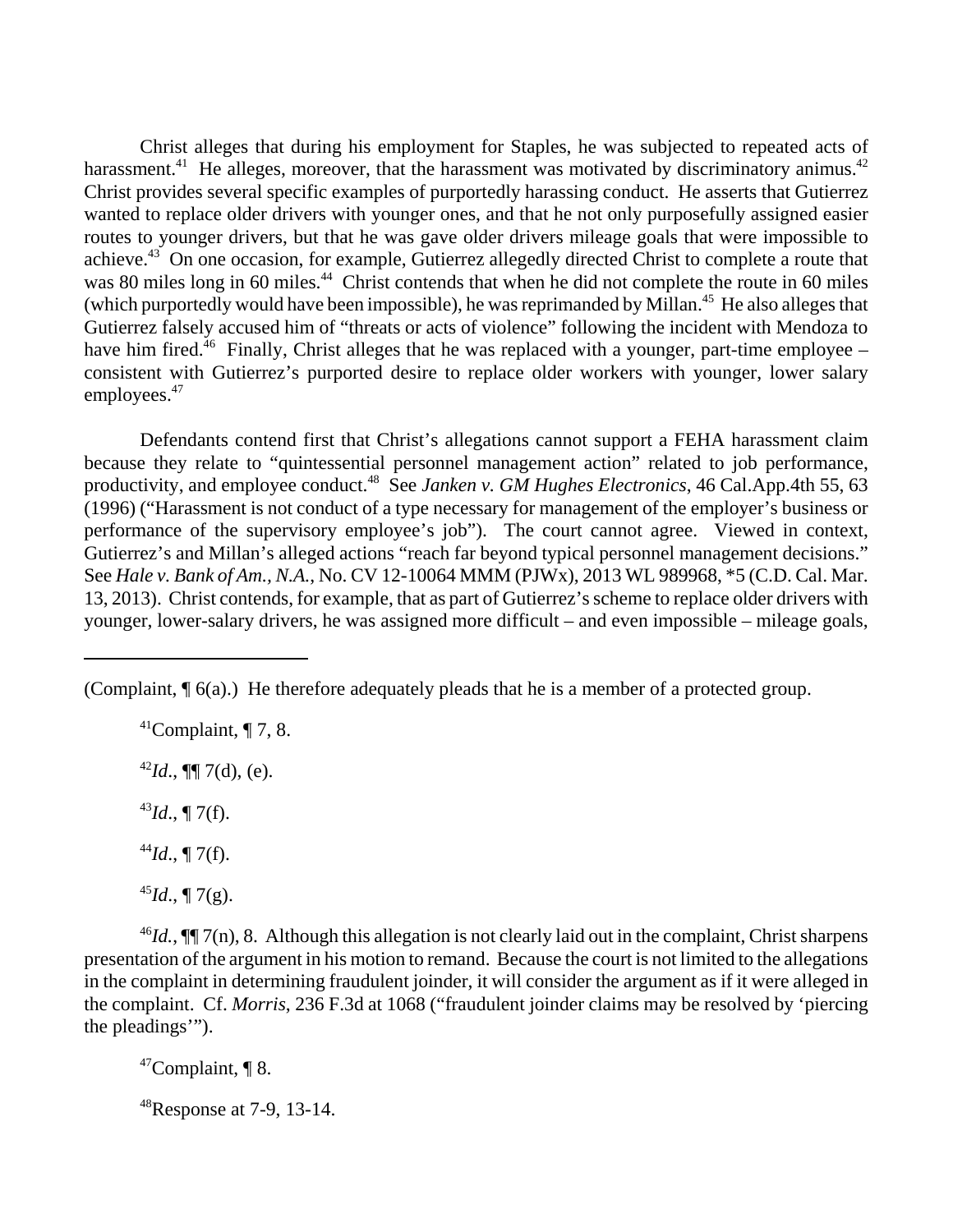Christ alleges that during his employment for Staples, he was subjected to repeated acts of harassment.[41] He alleges, moreover, that the harassment was motivated by discriminatory animus.[42] Christ provides several specific examples of purportedly harassing conduct. He asserts that Gutierrez wanted to replace older drivers with younger ones, and that he not only purposefully assigned easier routes to younger drivers, but that he was gave older drivers mileage goals that were impossible to achieve.[43] On one occasion, for example, Gutierrez allegedly directed Christ to complete a route that was 80 miles long in 60 miles.[44] Christ contends that when he did not complete the route in 60 miles (which purportedly would have been impossible), he was reprimanded by Millan.[45] He also alleges that Gutierrez falsely accused him of "threats or acts of violence" following the incident with Mendoza to have him fired.[46] Finally, Christ alleges that he was replaced with a younger, part-time employee – consistent with Gutierrez's purported desire to replace older workers with younger, lower salary employees.[47]

Defendants contend first that Christ's allegations cannot support a FEHA harassment claim because they relate to "quintessential personnel management action" related to job performance, productivity, and employee conduct.[48] See *Janken v. GM Hughes Electronics*, 46 Cal.App.4th 55, 63 (1996) ("Harassment is not conduct of a type necessary for management of the employer's business or performance of the supervisory employee's job"). The court cannot agree. Viewed in context, Gutierrez's and Millan's alleged actions "reach far beyond typical personnel management decisions." See *Hale v. Bank of Am., N.A.*, No. CV 12-10064 MMM (PJWx), 2013 WL 989968, *5 (C.D. Cal. Mar. 13, 2013). Christ contends, for example, that as part of Gutierrez's scheme to replace older drivers with younger, lower-salary drivers, he was assigned more difficult – and even impossible – mileage goals,

---

(Complaint, ¶ 6(a).) He therefore adequately pleads that he is a member of a protected group.

[41]Complaint, ¶ 7, 8.

[42]*Id.*, ¶¶ 7(d), (e).

[43]*Id.*, ¶ 7(f).

[44]*Id.*, ¶ 7(f).

[45]*Id.*, ¶ 7(g).

[46]*Id.*, ¶¶ 7(n), 8. Although this allegation is not clearly laid out in the complaint, Christ sharpens presentation of the argument in his motion to remand. Because the court is not limited to the allegations in the complaint in determining fraudulent joinder, it will consider the argument as if it were alleged in the complaint. Cf. *Morris*, 236 F.3d at 1068 ("fraudulent joinder claims may be resolved by 'piercing the pleadings'").

[47]Complaint, ¶ 8.

[48]Response at 7-9, 13-14.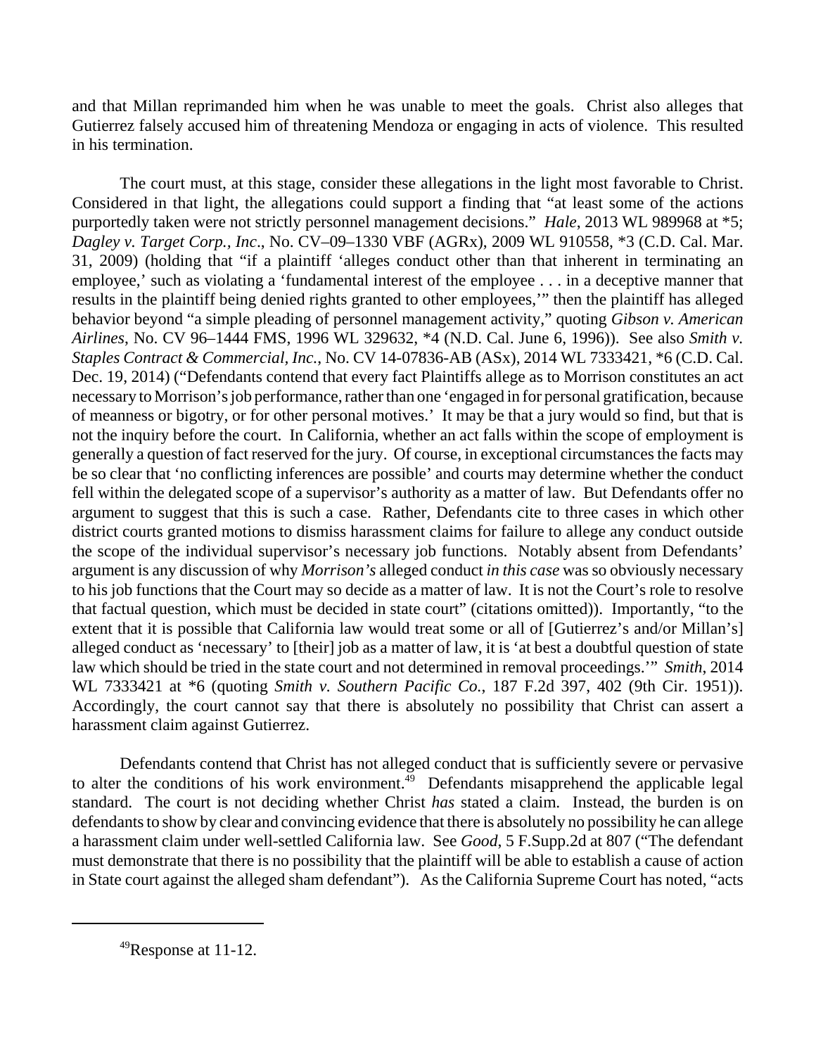and that Millan reprimanded him when he was unable to meet the goals. Christ also alleges that Gutierrez falsely accused him of threatening Mendoza or engaging in acts of violence. This resulted in his termination.

The court must, at this stage, consider these allegations in the light most favorable to Christ. Considered in that light, the allegations could support a finding that "at least some of the actions purportedly taken were not strictly personnel management decisions." *Hale*, 2013 WL 989968 at *5; *Dagley v. Target Corp., Inc*., No. CV–09–1330 VBF (AGRx), 2009 WL 910558, *3 (C.D. Cal. Mar. 31, 2009) (holding that "if a plaintiff 'alleges conduct other than that inherent in terminating an employee,' such as violating a 'fundamental interest of the employee . . . in a deceptive manner that results in the plaintiff being denied rights granted to other employees,'" then the plaintiff has alleged behavior beyond "a simple pleading of personnel management activity," quoting *Gibson v. American Airlines*, No. CV 96–1444 FMS, 1996 WL 329632, *4 (N.D. Cal. June 6, 1996)). See also *Smith v. Staples Contract & Commercial, Inc.*, No. CV 14-07836-AB (ASx), 2014 WL 7333421, *6 (C.D. Cal. Dec. 19, 2014) ("Defendants contend that every fact Plaintiffs allege as to Morrison constitutes an act necessary to Morrison's job performance, rather than one 'engaged in for personal gratification, because of meanness or bigotry, or for other personal motives.' It may be that a jury would so find, but that is not the inquiry before the court. In California, whether an act falls within the scope of employment is generally a question of fact reserved for the jury. Of course, in exceptional circumstances the facts may be so clear that 'no conflicting inferences are possible' and courts may determine whether the conduct fell within the delegated scope of a supervisor's authority as a matter of law. But Defendants offer no argument to suggest that this is such a case. Rather, Defendants cite to three cases in which other district courts granted motions to dismiss harassment claims for failure to allege any conduct outside the scope of the individual supervisor's necessary job functions. Notably absent from Defendants' argument is any discussion of why *Morrison's* alleged conduct *in this case* was so obviously necessary to his job functions that the Court may so decide as a matter of law. It is not the Court's role to resolve that factual question, which must be decided in state court" (citations omitted)). Importantly, "to the extent that it is possible that California law would treat some or all of [Gutierrez's and/or Millan's] alleged conduct as 'necessary' to [their] job as a matter of law, it is 'at best a doubtful question of state law which should be tried in the state court and not determined in removal proceedings.'" *Smith*, 2014 WL 7333421 at *6 (quoting *Smith v. Southern Pacific Co.*, 187 F.2d 397, 402 (9th Cir. 1951)). Accordingly, the court cannot say that there is absolutely no possibility that Christ can assert a harassment claim against Gutierrez.

Defendants contend that Christ has not alleged conduct that is sufficiently severe or pervasive to alter the conditions of his work environment.[49] Defendants misapprehend the applicable legal standard. The court is not deciding whether Christ *has* stated a claim. Instead, the burden is on defendants to show by clear and convincing evidence that there is absolutely no possibility he can allege a harassment claim under well-settled California law. See *Good*, 5 F.Supp.2d at 807 ("The defendant must demonstrate that there is no possibility that the plaintiff will be able to establish a cause of action in State court against the alleged sham defendant"). As the California Supreme Court has noted, "acts

[49] Response at 11-12.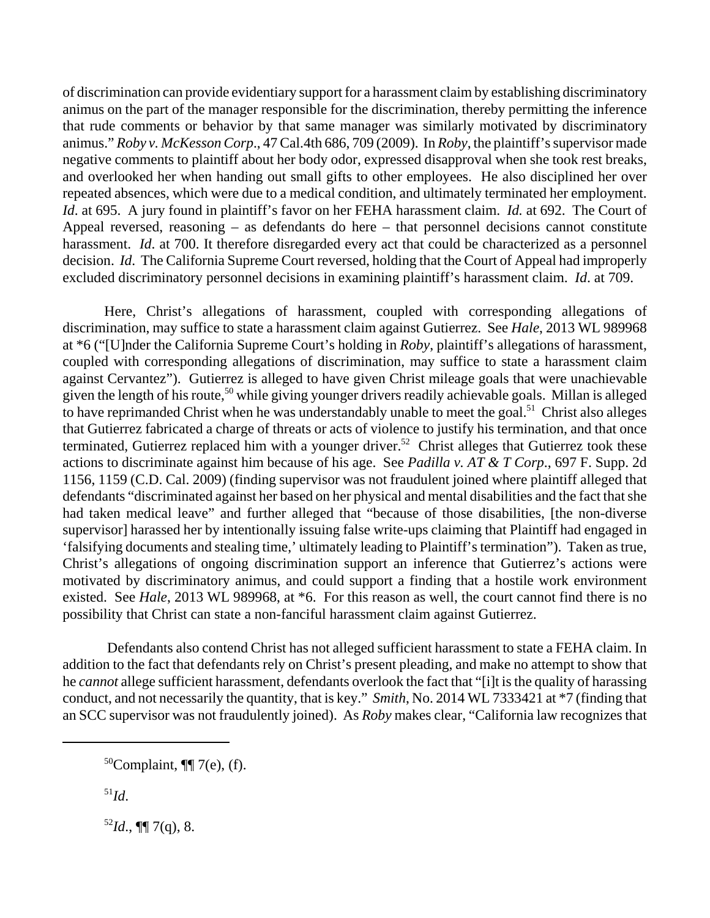of discrimination can provide evidentiary support for a harassment claim by establishing discriminatory animus on the part of the manager responsible for the discrimination, thereby permitting the inference that rude comments or behavior by that same manager was similarly motivated by discriminatory animus." *Roby v. McKesson Corp*., 47 Cal.4th 686, 709 (2009). In *Roby*, the plaintiff's supervisor made negative comments to plaintiff about her body odor, expressed disapproval when she took rest breaks, and overlooked her when handing out small gifts to other employees. He also disciplined her over repeated absences, which were due to a medical condition, and ultimately terminated her employment. *Id*. at 695. A jury found in plaintiff's favor on her FEHA harassment claim. *Id.* at 692. The Court of Appeal reversed, reasoning – as defendants do here – that personnel decisions cannot constitute harassment. *Id*. at 700. It therefore disregarded every act that could be characterized as a personnel decision. *Id*. The California Supreme Court reversed, holding that the Court of Appeal had improperly excluded discriminatory personnel decisions in examining plaintiff's harassment claim. *Id*. at 709.

Here, Christ's allegations of harassment, coupled with corresponding allegations of discrimination, may suffice to state a harassment claim against Gutierrez. See *Hale*, 2013 WL 989968 at *6 ("[U]nder the California Supreme Court's holding in *Roby*, plaintiff's allegations of harassment, coupled with corresponding allegations of discrimination, may suffice to state a harassment claim against Cervantez"). Gutierrez is alleged to have given Christ mileage goals that were unachievable given the length of his route,[50] while giving younger drivers readily achievable goals. Millan is alleged to have reprimanded Christ when he was understandably unable to meet the goal.[51] Christ also alleges that Gutierrez fabricated a charge of threats or acts of violence to justify his termination, and that once terminated, Gutierrez replaced him with a younger driver.[52] Christ alleges that Gutierrez took these actions to discriminate against him because of his age. See *Padilla v. AT & T Corp*., 697 F. Supp. 2d 1156, 1159 (C.D. Cal. 2009) (finding supervisor was not fraudulent joined where plaintiff alleged that defendants "discriminated against her based on her physical and mental disabilities and the fact that she had taken medical leave" and further alleged that "because of those disabilities, [the non-diverse supervisor] harassed her by intentionally issuing false write-ups claiming that Plaintiff had engaged in 'falsifying documents and stealing time,' ultimately leading to Plaintiff's termination"). Taken as true, Christ's allegations of ongoing discrimination support an inference that Gutierrez's actions were motivated by discriminatory animus, and could support a finding that a hostile work environment existed. See *Hale*, 2013 WL 989968, at *6. For this reason as well, the court cannot find there is no possibility that Christ can state a non-fanciful harassment claim against Gutierrez.

Defendants also contend Christ has not alleged sufficient harassment to state a FEHA claim. In addition to the fact that defendants rely on Christ's present pleading, and make no attempt to show that he *cannot* allege sufficient harassment, defendants overlook the fact that "[i]t is the quality of harassing conduct, and not necessarily the quantity, that is key." *Smith*, No. 2014 WL 7333421 at *7 (finding that an SCC supervisor was not fraudulently joined). As *Roby* makes clear, "California law recognizes that

---

[50] Complaint, ¶¶ 7(e), (f).

[51] *Id*.

[52] *Id*., ¶¶ 7(q), 8.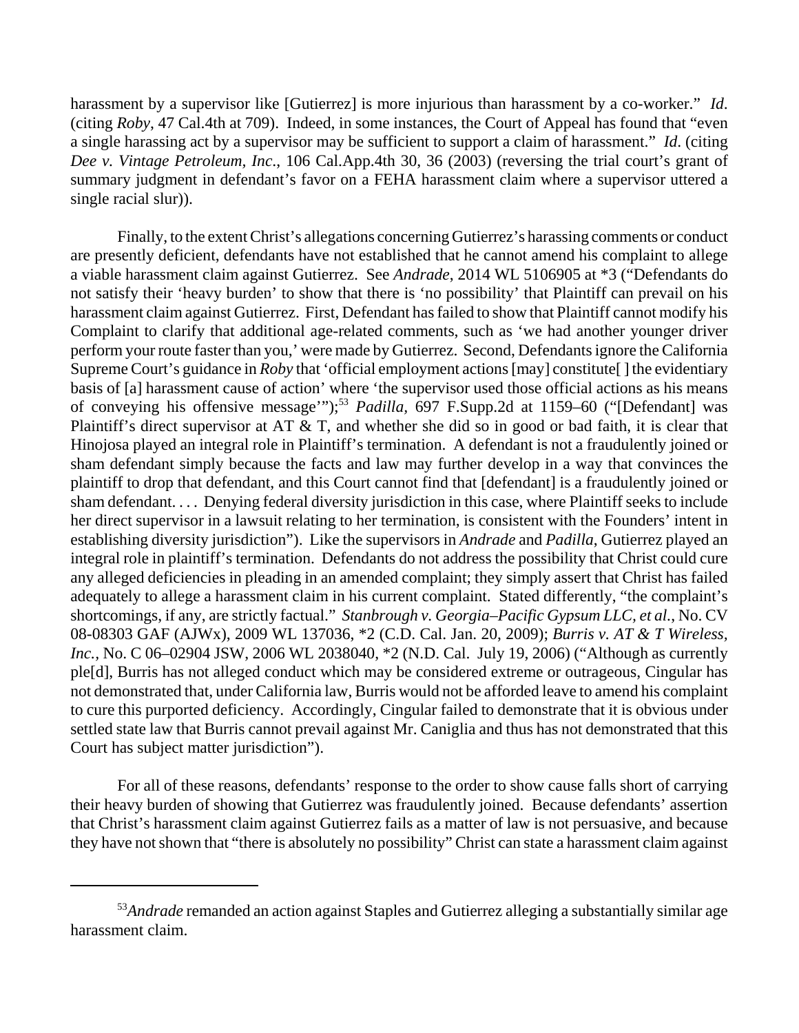harassment by a supervisor like [Gutierrez] is more injurious than harassment by a co-worker." *Id.* (citing *Roby*, 47 Cal.4th at 709). Indeed, in some instances, the Court of Appeal has found that "even a single harassing act by a supervisor may be sufficient to support a claim of harassment." *Id.* (citing *Dee v. Vintage Petroleum, Inc.*, 106 Cal.App.4th 30, 36 (2003) (reversing the trial court's grant of summary judgment in defendant's favor on a FEHA harassment claim where a supervisor uttered a single racial slur)).

Finally, to the extent Christ's allegations concerning Gutierrez's harassing comments or conduct are presently deficient, defendants have not established that he cannot amend his complaint to allege a viable harassment claim against Gutierrez. See *Andrade*, 2014 WL 5106905 at *3 ("Defendants do not satisfy their 'heavy burden' to show that there is 'no possibility' that Plaintiff can prevail on his harassment claim against Gutierrez. First, Defendant has failed to show that Plaintiff cannot modify his Complaint to clarify that additional age-related comments, such as 'we had another younger driver perform your route faster than you,' were made by Gutierrez. Second, Defendants ignore the California Supreme Court's guidance in *Roby* that 'official employment actions [may] constitute[ ] the evidentiary basis of [a] harassment cause of action' where 'the supervisor used those official actions as his means of conveying his offensive message'");[53] *Padilla*, 697 F.Supp.2d at 1159–60 ("[Defendant] was Plaintiff's direct supervisor at AT & T, and whether she did so in good or bad faith, it is clear that Hinojosa played an integral role in Plaintiff's termination. A defendant is not a fraudulently joined or sham defendant simply because the facts and law may further develop in a way that convinces the plaintiff to drop that defendant, and this Court cannot find that [defendant] is a fraudulently joined or sham defendant. . . . Denying federal diversity jurisdiction in this case, where Plaintiff seeks to include her direct supervisor in a lawsuit relating to her termination, is consistent with the Founders' intent in establishing diversity jurisdiction"). Like the supervisors in *Andrade* and *Padilla*, Gutierrez played an integral role in plaintiff's termination. Defendants do not address the possibility that Christ could cure any alleged deficiencies in pleading in an amended complaint; they simply assert that Christ has failed adequately to allege a harassment claim in his current complaint. Stated differently, "the complaint's shortcomings, if any, are strictly factual." *Stanbrough v. Georgia–Pacific Gypsum LLC, et al.*, No. CV 08-08303 GAF (AJWx), 2009 WL 137036, *2 (C.D. Cal. Jan. 20, 2009); *Burris v. AT & T Wireless, Inc.*, No. C 06–02904 JSW, 2006 WL 2038040, *2 (N.D. Cal. July 19, 2006) ("Although as currently ple[d], Burris has not alleged conduct which may be considered extreme or outrageous, Cingular has not demonstrated that, under California law, Burris would not be afforded leave to amend his complaint to cure this purported deficiency. Accordingly, Cingular failed to demonstrate that it is obvious under settled state law that Burris cannot prevail against Mr. Caniglia and thus has not demonstrated that this Court has subject matter jurisdiction").

For all of these reasons, defendants' response to the order to show cause falls short of carrying their heavy burden of showing that Gutierrez was fraudulently joined. Because defendants' assertion that Christ's harassment claim against Gutierrez fails as a matter of law is not persuasive, and because they have not shown that "there is absolutely no possibility" Christ can state a harassment claim against

---

[53] *Andrade* remanded an action against Staples and Gutierrez alleging a substantially similar age harassment claim.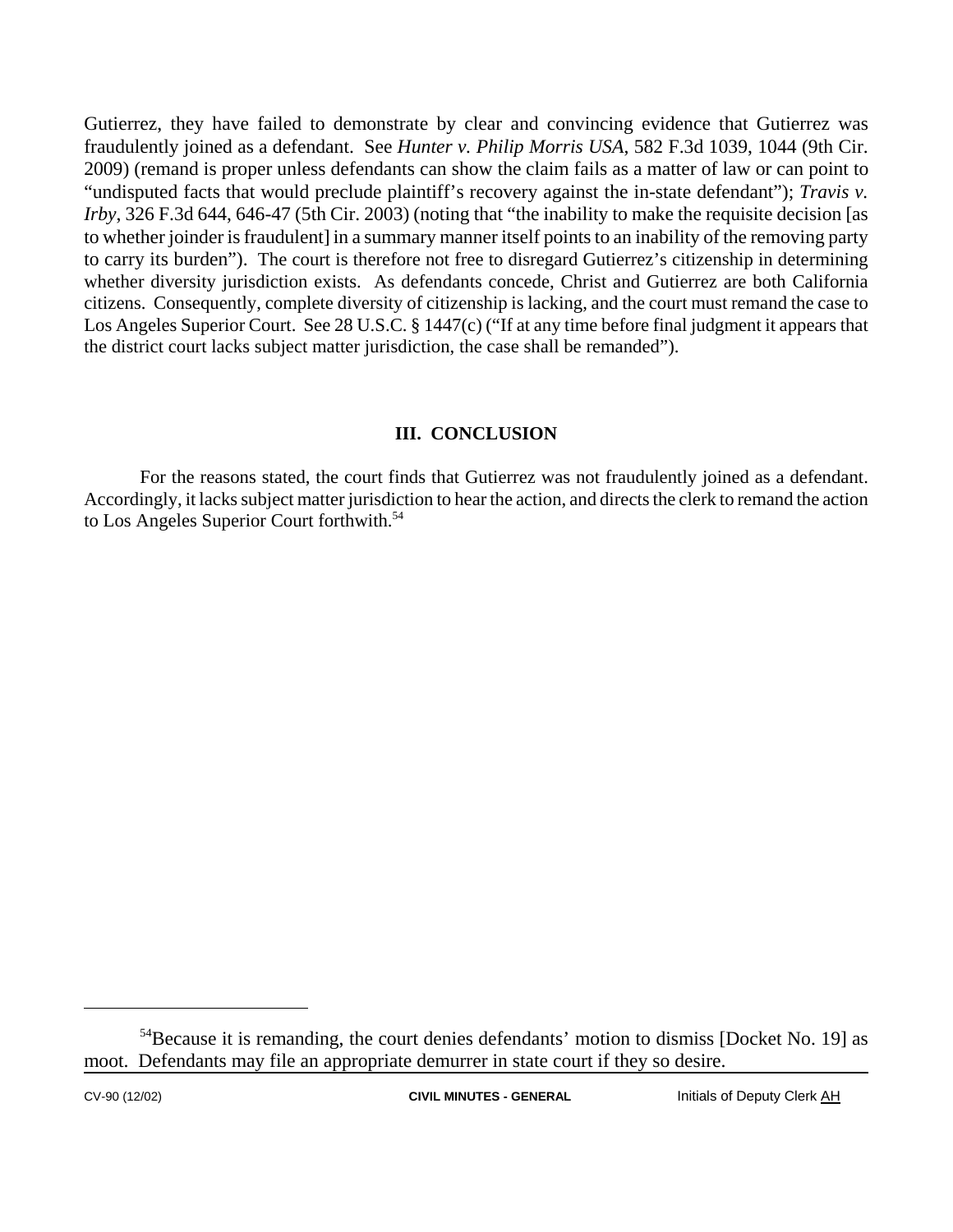Gutierrez, they have failed to demonstrate by clear and convincing evidence that Gutierrez was fraudulently joined as a defendant. See *Hunter v. Philip Morris USA*, 582 F.3d 1039, 1044 (9th Cir. 2009) (remand is proper unless defendants can show the claim fails as a matter of law or can point to "undisputed facts that would preclude plaintiff's recovery against the in-state defendant"); *Travis v. Irby*, 326 F.3d 644, 646-47 (5th Cir. 2003) (noting that "the inability to make the requisite decision [as to whether joinder is fraudulent] in a summary manner itself points to an inability of the removing party to carry its burden"). The court is therefore not free to disregard Gutierrez's citizenship in determining whether diversity jurisdiction exists. As defendants concede, Christ and Gutierrez are both California citizens. Consequently, complete diversity of citizenship is lacking, and the court must remand the case to Los Angeles Superior Court. See 28 U.S.C. § 1447(c) ("If at any time before final judgment it appears that the district court lacks subject matter jurisdiction, the case shall be remanded").

## III. CONCLUSION

For the reasons stated, the court finds that Gutierrez was not fraudulently joined as a defendant. Accordingly, it lacks subject matter jurisdiction to hear the action, and directs the clerk to remand the action to Los Angeles Superior Court forthwith.[54]

---

[54]Because it is remanding, the court denies defendants' motion to dismiss [Docket No. 19] as moot. Defendants may file an appropriate demurrer in state court if they so desire.